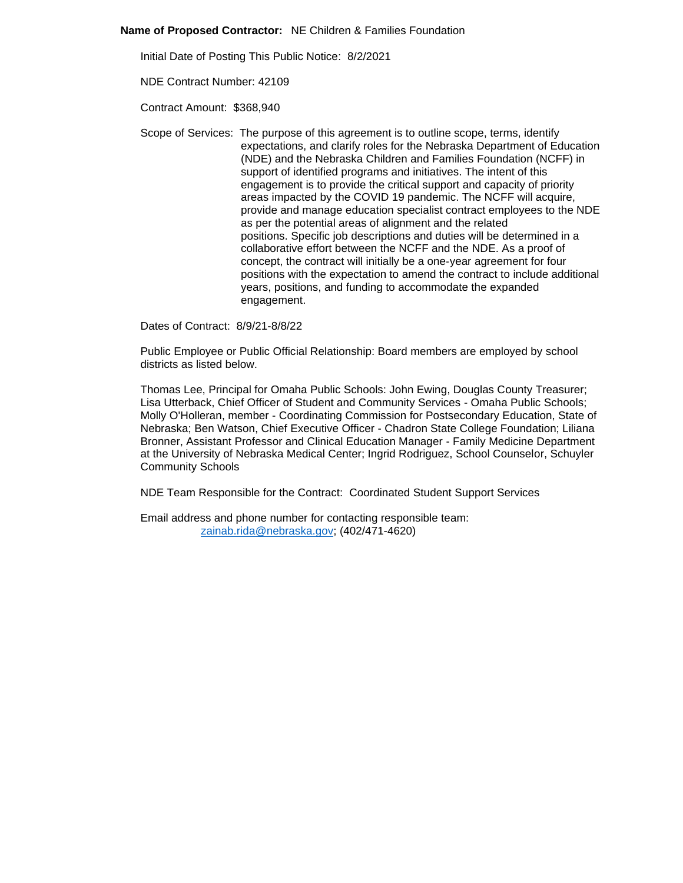**Name of Proposed Contractor:** NE Children & Families Foundation

Initial Date of Posting This Public Notice: 8/2/2021

NDE Contract Number: 42109

Contract Amount: $368,940

Scope of Services: The purpose of this agreement is to outline scope, terms, identify expectations, and clarify roles for the Nebraska Department of Education (NDE) and the Nebraska Children and Families Foundation (NCFF) in support of identified programs and initiatives. The intent of this engagement is to provide the critical support and capacity of priority areas impacted by the COVID 19 pandemic. The NCFF will acquire, provide and manage education specialist contract employees to the NDE as per the potential areas of alignment and the related positions. Specific job descriptions and duties will be determined in a collaborative effort between the NCFF and the NDE. As a proof of concept, the contract will initially be a one-year agreement for four positions with the expectation to amend the contract to include additional years, positions, and funding to accommodate the expanded engagement.

Dates of Contract: 8/9/21-8/8/22

Public Employee or Public Official Relationship: Board members are employed by school districts as listed below.

Thomas Lee, Principal for Omaha Public Schools: John Ewing, Douglas County Treasurer; Lisa Utterback, Chief Officer of Student and Community Services - Omaha Public Schools; Molly O'Holleran, member - Coordinating Commission for Postsecondary Education, State of Nebraska; Ben Watson, Chief Executive Officer - Chadron State College Foundation; Liliana Bronner, Assistant Professor and Clinical Education Manager - Family Medicine Department at the University of Nebraska Medical Center; Ingrid Rodriguez, School Counselor, Schuyler Community Schools

NDE Team Responsible for the Contract: Coordinated Student Support Services

Email address and phone number for contacting responsible team:
zainab.rida@nebraska.gov; (402/471-4620)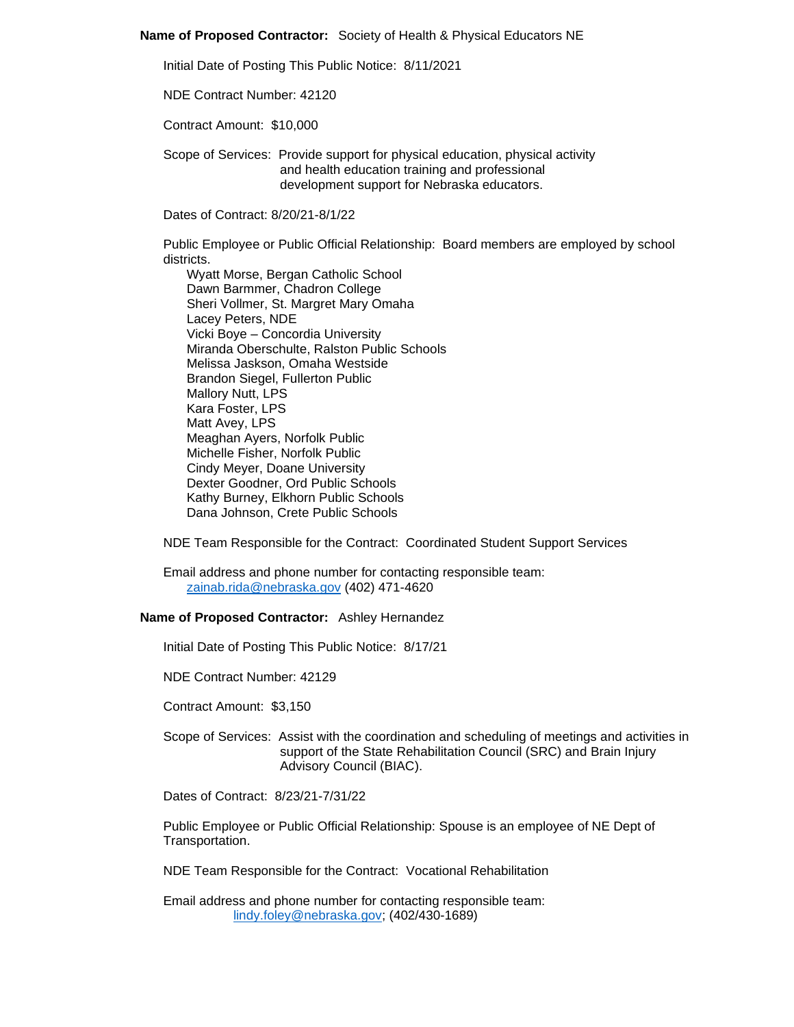**Name of Proposed Contractor:** Society of Health & Physical Educators NE

Initial Date of Posting This Public Notice: 8/11/2021

NDE Contract Number: 42120

Contract Amount: $10,000

Scope of Services: Provide support for physical education, physical activity and health education training and professional development support for Nebraska educators.

Dates of Contract: 8/20/21-8/1/22

Public Employee or Public Official Relationship: Board members are employed by school districts.

- Wyatt Morse, Bergan Catholic School
- Dawn Barmmer, Chadron College
- Sheri Vollmer, St. Margret Mary Omaha
- Lacey Peters, NDE
- Vicki Boye – Concordia University
- Miranda Oberschulte, Ralston Public Schools
- Melissa Jaskson, Omaha Westside
- Brandon Siegel, Fullerton Public
- Mallory Nutt, LPS
- Kara Foster, LPS
- Matt Avey, LPS
- Meaghan Ayers, Norfolk Public
- Michelle Fisher, Norfolk Public
- Cindy Meyer, Doane University
- Dexter Goodner, Ord Public Schools
- Kathy Burney, Elkhorn Public Schools
- Dana Johnson, Crete Public Schools

NDE Team Responsible for the Contract: Coordinated Student Support Services

Email address and phone number for contacting responsible team:
zainab.rida@nebraska.gov (402) 471-4620

**Name of Proposed Contractor:** Ashley Hernandez

Initial Date of Posting This Public Notice: 8/17/21

NDE Contract Number: 42129

Contract Amount: $3,150

Scope of Services: Assist with the coordination and scheduling of meetings and activities in support of the State Rehabilitation Council (SRC) and Brain Injury Advisory Council (BIAC).

Dates of Contract: 8/23/21-7/31/22

Public Employee or Public Official Relationship: Spouse is an employee of NE Dept of Transportation.

NDE Team Responsible for the Contract: Vocational Rehabilitation

Email address and phone number for contacting responsible team:
lindy.foley@nebraska.gov; (402/430-1689)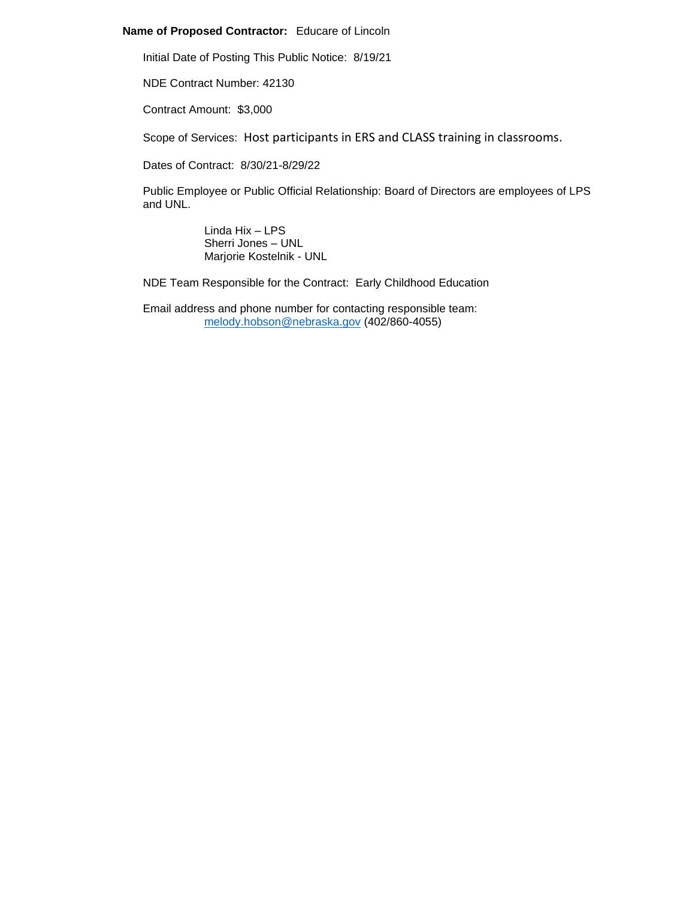**Name of Proposed Contractor:** Educare of Lincoln

Initial Date of Posting This Public Notice: 8/19/21

NDE Contract Number: 42130

Contract Amount: $3,000

Scope of Services: Host participants in ERS and CLASS training in classrooms.

Dates of Contract: 8/30/21-8/29/22

Public Employee or Public Official Relationship: Board of Directors are employees of LPS and UNL.

Linda Hix – LPS
Sherri Jones – UNL
Marjorie Kostelnik - UNL

NDE Team Responsible for the Contract: Early Childhood Education

Email address and phone number for contacting responsible team:
melody.hobson@nebraska.gov (402/860-4055)